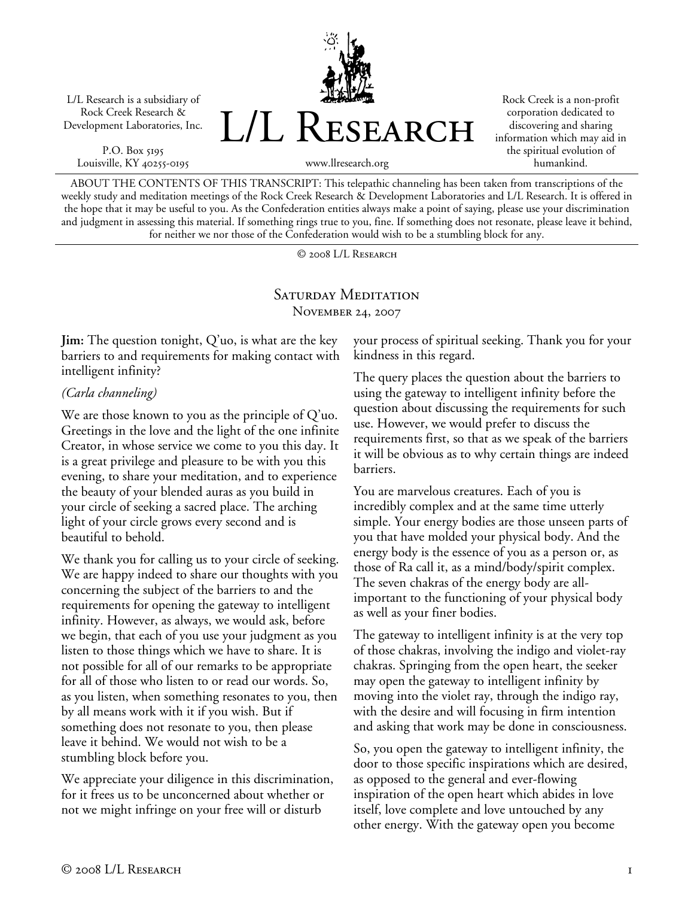L/L Research is a subsidiary of Rock Creek Research & Development Laboratories, Inc.

P.O. Box 5195
Louisville, KY 40255-0195

# L/L Research

www.llresearch.org

Rock Creek is a non-profit corporation dedicated to discovering and sharing information which may aid in the spiritual evolution of humankind.

ABOUT THE CONTENTS OF THIS TRANSCRIPT: This telepathic channeling has been taken from transcriptions of the weekly study and meditation meetings of the Rock Creek Research & Development Laboratories and L/L Research. It is offered in the hope that it may be useful to you. As the Confederation entities always make a point of saying, please use your discrimination and judgment in assessing this material. If something rings true to you, fine. If something does not resonate, please leave it behind, for neither we nor those of the Confederation would wish to be a stumbling block for any.

© 2008 L/L Research

## Saturday Meditation
### November 24, 2007

**Jim:** The question tonight, Q'uo, is what are the key barriers to and requirements for making contact with intelligent infinity?

*(Carla channeling)*

We are those known to you as the principle of Q'uo. Greetings in the love and the light of the one infinite Creator, in whose service we come to you this day. It is a great privilege and pleasure to be with you this evening, to share your meditation, and to experience the beauty of your blended auras as you build in your circle of seeking a sacred place. The arching light of your circle grows every second and is beautiful to behold.

We thank you for calling us to your circle of seeking. We are happy indeed to share our thoughts with you concerning the subject of the barriers to and the requirements for opening the gateway to intelligent infinity. However, as always, we would ask, before we begin, that each of you use your judgment as you listen to those things which we have to share. It is not possible for all of our remarks to be appropriate for all of those who listen to or read our words. So, as you listen, when something resonates to you, then by all means work with it if you wish. But if something does not resonate to you, then please leave it behind. We would not wish to be a stumbling block before you.

We appreciate your diligence in this discrimination, for it frees us to be unconcerned about whether or not we might infringe on your free will or disturb your process of spiritual seeking. Thank you for your kindness in this regard.

The query places the question about the barriers to using the gateway to intelligent infinity before the question about discussing the requirements for such use. However, we would prefer to discuss the requirements first, so that as we speak of the barriers it will be obvious as to why certain things are indeed barriers.

You are marvelous creatures. Each of you is incredibly complex and at the same time utterly simple. Your energy bodies are those unseen parts of you that have molded your physical body. And the energy body is the essence of you as a person or, as those of Ra call it, as a mind/body/spirit complex. The seven chakras of the energy body are all-important to the functioning of your physical body as well as your finer bodies.

The gateway to intelligent infinity is at the very top of those chakras, involving the indigo and violet-ray chakras. Springing from the open heart, the seeker may open the gateway to intelligent infinity by moving into the violet ray, through the indigo ray, with the desire and will focusing in firm intention and asking that work may be done in consciousness.

So, you open the gateway to intelligent infinity, the door to those specific inspirations which are desired, as opposed to the general and ever-flowing inspiration of the open heart which abides in love itself, love complete and love untouched by any other energy. With the gateway open you become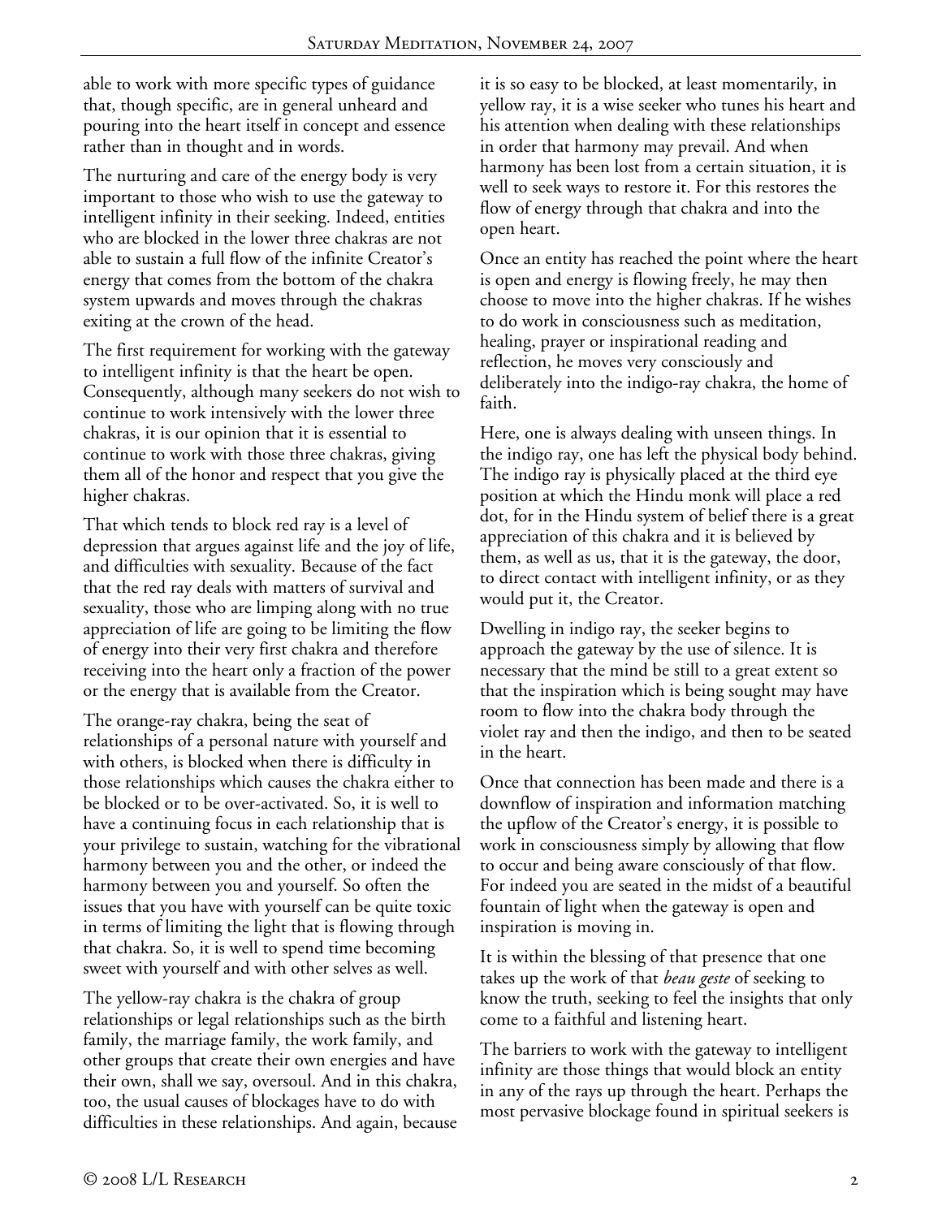able to work with more specific types of guidance that, though specific, are in general unheard and pouring into the heart itself in concept and essence rather than in thought and in words.

The nurturing and care of the energy body is very important to those who wish to use the gateway to intelligent infinity in their seeking. Indeed, entities who are blocked in the lower three chakras are not able to sustain a full flow of the infinite Creator's energy that comes from the bottom of the chakra system upwards and moves through the chakras exiting at the crown of the head.

The first requirement for working with the gateway to intelligent infinity is that the heart be open. Consequently, although many seekers do not wish to continue to work intensively with the lower three chakras, it is our opinion that it is essential to continue to work with those three chakras, giving them all of the honor and respect that you give the higher chakras.

That which tends to block red ray is a level of depression that argues against life and the joy of life, and difficulties with sexuality. Because of the fact that the red ray deals with matters of survival and sexuality, those who are limping along with no true appreciation of life are going to be limiting the flow of energy into their very first chakra and therefore receiving into the heart only a fraction of the power or the energy that is available from the Creator.

The orange-ray chakra, being the seat of relationships of a personal nature with yourself and with others, is blocked when there is difficulty in those relationships which causes the chakra either to be blocked or to be over-activated. So, it is well to have a continuing focus in each relationship that is your privilege to sustain, watching for the vibrational harmony between you and the other, or indeed the harmony between you and yourself. So often the issues that you have with yourself can be quite toxic in terms of limiting the light that is flowing through that chakra. So, it is well to spend time becoming sweet with yourself and with other selves as well.

The yellow-ray chakra is the chakra of group relationships or legal relationships such as the birth family, the marriage family, the work family, and other groups that create their own energies and have their own, shall we say, oversoul. And in this chakra, too, the usual causes of blockages have to do with difficulties in these relationships. And again, because it is so easy to be blocked, at least momentarily, in yellow ray, it is a wise seeker who tunes his heart and his attention when dealing with these relationships in order that harmony may prevail. And when harmony has been lost from a certain situation, it is well to seek ways to restore it. For this restores the flow of energy through that chakra and into the open heart.

Once an entity has reached the point where the heart is open and energy is flowing freely, he may then choose to move into the higher chakras. If he wishes to do work in consciousness such as meditation, healing, prayer or inspirational reading and reflection, he moves very consciously and deliberately into the indigo-ray chakra, the home of faith.

Here, one is always dealing with unseen things. In the indigo ray, one has left the physical body behind. The indigo ray is physically placed at the third eye position at which the Hindu monk will place a red dot, for in the Hindu system of belief there is a great appreciation of this chakra and it is believed by them, as well as us, that it is the gateway, the door, to direct contact with intelligent infinity, or as they would put it, the Creator.

Dwelling in indigo ray, the seeker begins to approach the gateway by the use of silence. It is necessary that the mind be still to a great extent so that the inspiration which is being sought may have room to flow into the chakra body through the violet ray and then the indigo, and then to be seated in the heart.

Once that connection has been made and there is a downflow of inspiration and information matching the upflow of the Creator's energy, it is possible to work in consciousness simply by allowing that flow to occur and being aware consciously of that flow. For indeed you are seated in the midst of a beautiful fountain of light when the gateway is open and inspiration is moving in.

It is within the blessing of that presence that one takes up the work of that *beau geste* of seeking to know the truth, seeking to feel the insights that only come to a faithful and listening heart.

The barriers to work with the gateway to intelligent infinity are those things that would block an entity in any of the rays up through the heart. Perhaps the most pervasive blockage found in spiritual seekers is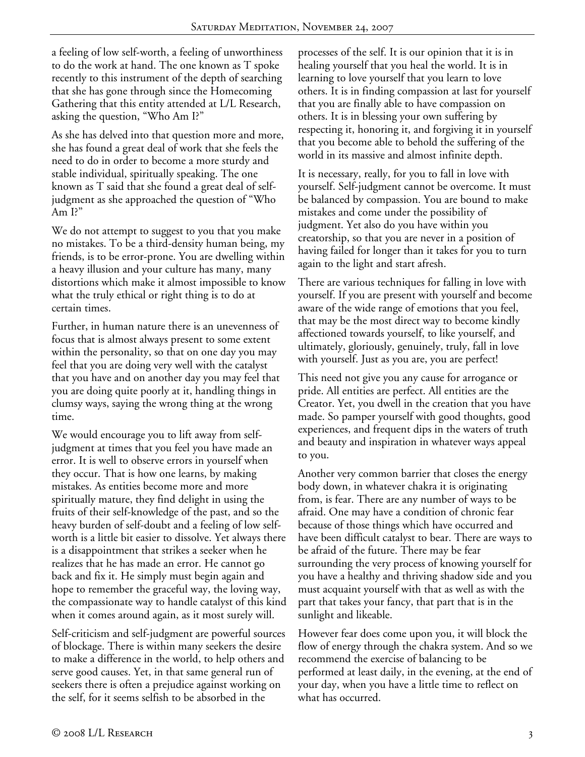a feeling of low self-worth, a feeling of unworthiness to do the work at hand. The one known as T spoke recently to this instrument of the depth of searching that she has gone through since the Homecoming Gathering that this entity attended at L/L Research, asking the question, "Who Am I?"

As she has delved into that question more and more, she has found a great deal of work that she feels the need to do in order to become a more sturdy and stable individual, spiritually speaking. The one known as T said that she found a great deal of self-judgment as she approached the question of "Who Am I?"

We do not attempt to suggest to you that you make no mistakes. To be a third-density human being, my friends, is to be error-prone. You are dwelling within a heavy illusion and your culture has many, many distortions which make it almost impossible to know what the truly ethical or right thing is to do at certain times.

Further, in human nature there is an unevenness of focus that is almost always present to some extent within the personality, so that on one day you may feel that you are doing very well with the catalyst that you have and on another day you may feel that you are doing quite poorly at it, handling things in clumsy ways, saying the wrong thing at the wrong time.

We would encourage you to lift away from self-judgment at times that you feel you have made an error. It is well to observe errors in yourself when they occur. That is how one learns, by making mistakes. As entities become more and more spiritually mature, they find delight in using the fruits of their self-knowledge of the past, and so the heavy burden of self-doubt and a feeling of low self-worth is a little bit easier to dissolve. Yet always there is a disappointment that strikes a seeker when he realizes that he has made an error. He cannot go back and fix it. He simply must begin again and hope to remember the graceful way, the loving way, the compassionate way to handle catalyst of this kind when it comes around again, as it most surely will.

Self-criticism and self-judgment are powerful sources of blockage. There is within many seekers the desire to make a difference in the world, to help others and serve good causes. Yet, in that same general run of seekers there is often a prejudice against working on the self, for it seems selfish to be absorbed in the processes of the self. It is our opinion that it is in healing yourself that you heal the world. It is in learning to love yourself that you learn to love others. It is in finding compassion at last for yourself that you are finally able to have compassion on others. It is in blessing your own suffering by respecting it, honoring it, and forgiving it in yourself that you become able to behold the suffering of the world in its massive and almost infinite depth.

It is necessary, really, for you to fall in love with yourself. Self-judgment cannot be overcome. It must be balanced by compassion. You are bound to make mistakes and come under the possibility of judgment. Yet also do you have within you creatorship, so that you are never in a position of having failed for longer than it takes for you to turn again to the light and start afresh.

There are various techniques for falling in love with yourself. If you are present with yourself and become aware of the wide range of emotions that you feel, that may be the most direct way to become kindly affectioned towards yourself, to like yourself, and ultimately, gloriously, genuinely, truly, fall in love with yourself. Just as you are, you are perfect!

This need not give you any cause for arrogance or pride. All entities are perfect. All entities are the Creator. Yet, you dwell in the creation that you have made. So pamper yourself with good thoughts, good experiences, and frequent dips in the waters of truth and beauty and inspiration in whatever ways appeal to you.

Another very common barrier that closes the energy body down, in whatever chakra it is originating from, is fear. There are any number of ways to be afraid. One may have a condition of chronic fear because of those things which have occurred and have been difficult catalyst to bear. There are ways to be afraid of the future. There may be fear surrounding the very process of knowing yourself for you have a healthy and thriving shadow side and you must acquaint yourself with that as well as with the part that takes your fancy, that part that is in the sunlight and likeable.

However fear does come upon you, it will block the flow of energy through the chakra system. And so we recommend the exercise of balancing to be performed at least daily, in the evening, at the end of your day, when you have a little time to reflect on what has occurred.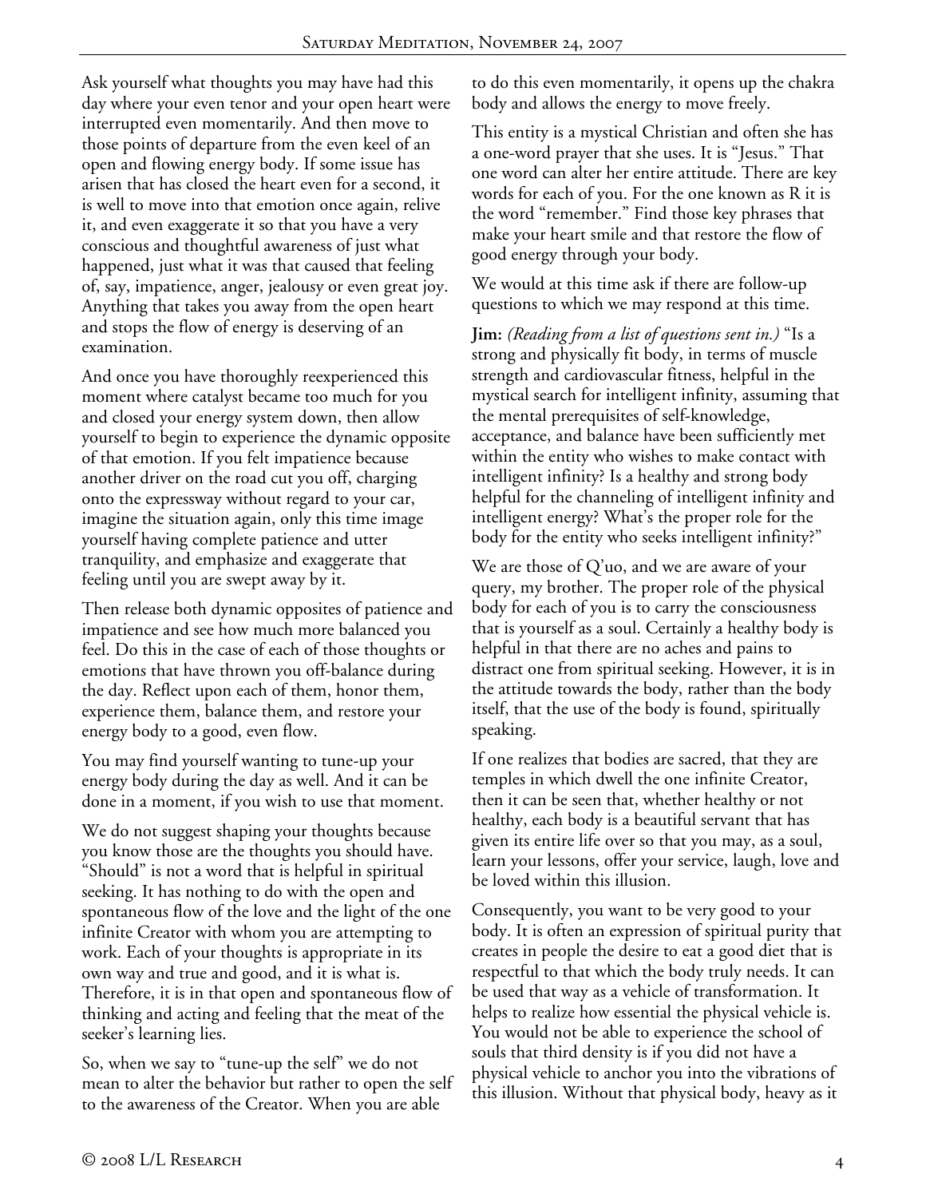Ask yourself what thoughts you may have had this day where your even tenor and your open heart were interrupted even momentarily. And then move to those points of departure from the even keel of an open and flowing energy body. If some issue has arisen that has closed the heart even for a second, it is well to move into that emotion once again, relive it, and even exaggerate it so that you have a very conscious and thoughtful awareness of just what happened, just what it was that caused that feeling of, say, impatience, anger, jealousy or even great joy. Anything that takes you away from the open heart and stops the flow of energy is deserving of an examination.

And once you have thoroughly reexperienced this moment where catalyst became too much for you and closed your energy system down, then allow yourself to begin to experience the dynamic opposite of that emotion. If you felt impatience because another driver on the road cut you off, charging onto the expressway without regard to your car, imagine the situation again, only this time image yourself having complete patience and utter tranquility, and emphasize and exaggerate that feeling until you are swept away by it.

Then release both dynamic opposites of patience and impatience and see how much more balanced you feel. Do this in the case of each of those thoughts or emotions that have thrown you off-balance during the day. Reflect upon each of them, honor them, experience them, balance them, and restore your energy body to a good, even flow.

You may find yourself wanting to tune-up your energy body during the day as well. And it can be done in a moment, if you wish to use that moment.

We do not suggest shaping your thoughts because you know those are the thoughts you should have. "Should" is not a word that is helpful in spiritual seeking. It has nothing to do with the open and spontaneous flow of the love and the light of the one infinite Creator with whom you are attempting to work. Each of your thoughts is appropriate in its own way and true and good, and it is what is. Therefore, it is in that open and spontaneous flow of thinking and acting and feeling that the meat of the seeker's learning lies.

So, when we say to "tune-up the self" we do not mean to alter the behavior but rather to open the self to the awareness of the Creator. When you are able to do this even momentarily, it opens up the chakra body and allows the energy to move freely.

This entity is a mystical Christian and often she has a one-word prayer that she uses. It is "Jesus." That one word can alter her entire attitude. There are key words for each of you. For the one known as R it is the word "remember." Find those key phrases that make your heart smile and that restore the flow of good energy through your body.

We would at this time ask if there are follow-up questions to which we may respond at this time.

**Jim:** *(Reading from a list of questions sent in.)* "Is a strong and physically fit body, in terms of muscle strength and cardiovascular fitness, helpful in the mystical search for intelligent infinity, assuming that the mental prerequisites of self-knowledge, acceptance, and balance have been sufficiently met within the entity who wishes to make contact with intelligent infinity? Is a healthy and strong body helpful for the channeling of intelligent infinity and intelligent energy? What's the proper role for the body for the entity who seeks intelligent infinity?"

We are those of Q'uo, and we are aware of your query, my brother. The proper role of the physical body for each of you is to carry the consciousness that is yourself as a soul. Certainly a healthy body is helpful in that there are no aches and pains to distract one from spiritual seeking. However, it is in the attitude towards the body, rather than the body itself, that the use of the body is found, spiritually speaking.

If one realizes that bodies are sacred, that they are temples in which dwell the one infinite Creator, then it can be seen that, whether healthy or not healthy, each body is a beautiful servant that has given its entire life over so that you may, as a soul, learn your lessons, offer your service, laugh, love and be loved within this illusion.

Consequently, you want to be very good to your body. It is often an expression of spiritual purity that creates in people the desire to eat a good diet that is respectful to that which the body truly needs. It can be used that way as a vehicle of transformation. It helps to realize how essential the physical vehicle is. You would not be able to experience the school of souls that third density is if you did not have a physical vehicle to anchor you into the vibrations of this illusion. Without that physical body, heavy as it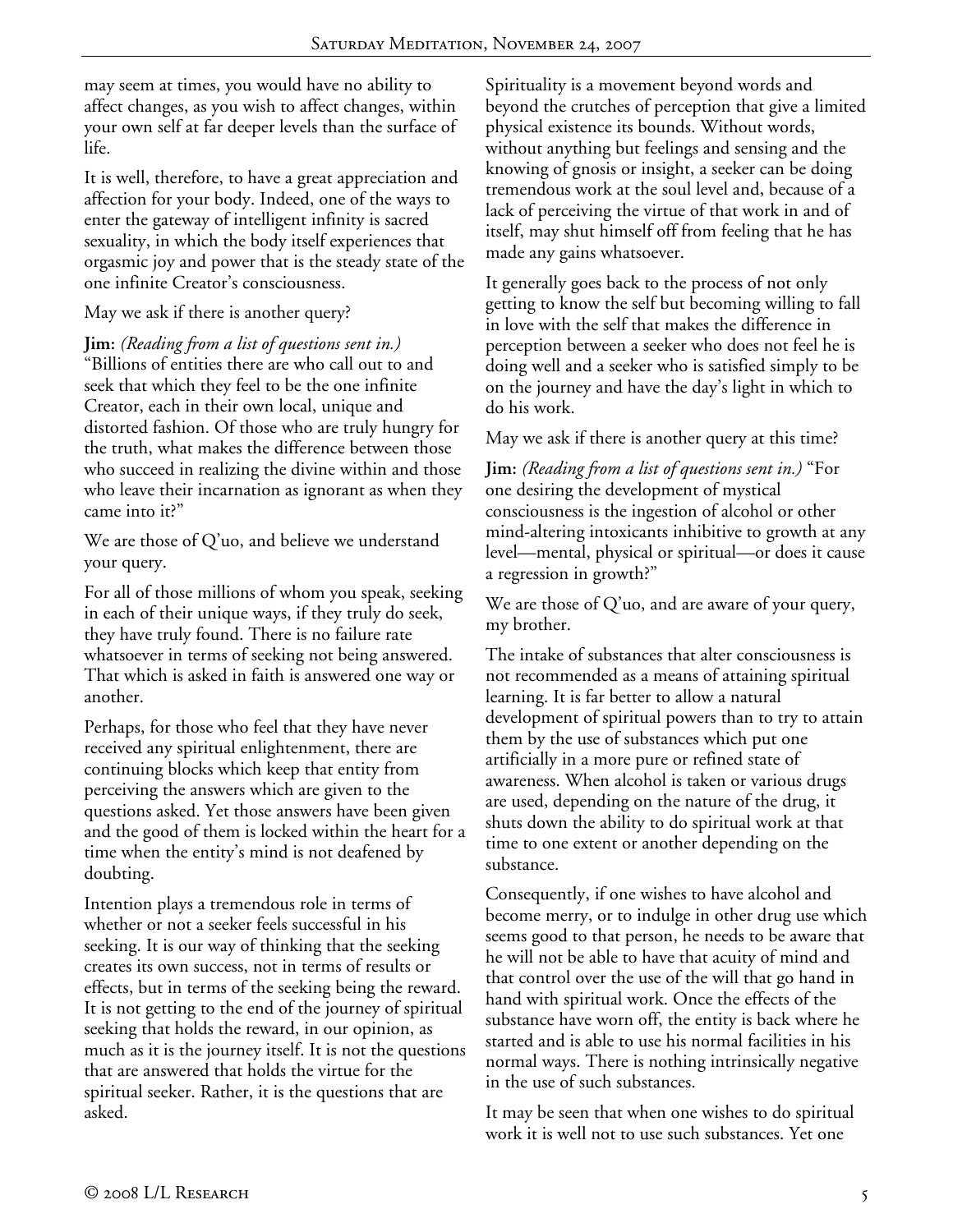may seem at times, you would have no ability to affect changes, as you wish to affect changes, within your own self at far deeper levels than the surface of life.

It is well, therefore, to have a great appreciation and affection for your body. Indeed, one of the ways to enter the gateway of intelligent infinity is sacred sexuality, in which the body itself experiences that orgasmic joy and power that is the steady state of the one infinite Creator's consciousness.

May we ask if there is another query?

**Jim:** *(Reading from a list of questions sent in.)* "Billions of entities there are who call out to and seek that which they feel to be the one infinite Creator, each in their own local, unique and distorted fashion. Of those who are truly hungry for the truth, what makes the difference between those who succeed in realizing the divine within and those who leave their incarnation as ignorant as when they came into it?"

We are those of Q'uo, and believe we understand your query.

For all of those millions of whom you speak, seeking in each of their unique ways, if they truly do seek, they have truly found. There is no failure rate whatsoever in terms of seeking not being answered. That which is asked in faith is answered one way or another.

Perhaps, for those who feel that they have never received any spiritual enlightenment, there are continuing blocks which keep that entity from perceiving the answers which are given to the questions asked. Yet those answers have been given and the good of them is locked within the heart for a time when the entity's mind is not deafened by doubting.

Intention plays a tremendous role in terms of whether or not a seeker feels successful in his seeking. It is our way of thinking that the seeking creates its own success, not in terms of results or effects, but in terms of the seeking being the reward. It is not getting to the end of the journey of spiritual seeking that holds the reward, in our opinion, as much as it is the journey itself. It is not the questions that are answered that holds the virtue for the spiritual seeker. Rather, it is the questions that are asked.

Spirituality is a movement beyond words and beyond the crutches of perception that give a limited physical existence its bounds. Without words, without anything but feelings and sensing and the knowing of gnosis or insight, a seeker can be doing tremendous work at the soul level and, because of a lack of perceiving the virtue of that work in and of itself, may shut himself off from feeling that he has made any gains whatsoever.

It generally goes back to the process of not only getting to know the self but becoming willing to fall in love with the self that makes the difference in perception between a seeker who does not feel he is doing well and a seeker who is satisfied simply to be on the journey and have the day's light in which to do his work.

May we ask if there is another query at this time?

**Jim:** *(Reading from a list of questions sent in.)* "For one desiring the development of mystical consciousness is the ingestion of alcohol or other mind-altering intoxicants inhibitive to growth at any level—mental, physical or spiritual—or does it cause a regression in growth?"

We are those of Q'uo, and are aware of your query, my brother.

The intake of substances that alter consciousness is not recommended as a means of attaining spiritual learning. It is far better to allow a natural development of spiritual powers than to try to attain them by the use of substances which put one artificially in a more pure or refined state of awareness. When alcohol is taken or various drugs are used, depending on the nature of the drug, it shuts down the ability to do spiritual work at that time to one extent or another depending on the substance.

Consequently, if one wishes to have alcohol and become merry, or to indulge in other drug use which seems good to that person, he needs to be aware that he will not be able to have that acuity of mind and that control over the use of the will that go hand in hand with spiritual work. Once the effects of the substance have worn off, the entity is back where he started and is able to use his normal facilities in his normal ways. There is nothing intrinsically negative in the use of such substances.

It may be seen that when one wishes to do spiritual work it is well not to use such substances. Yet one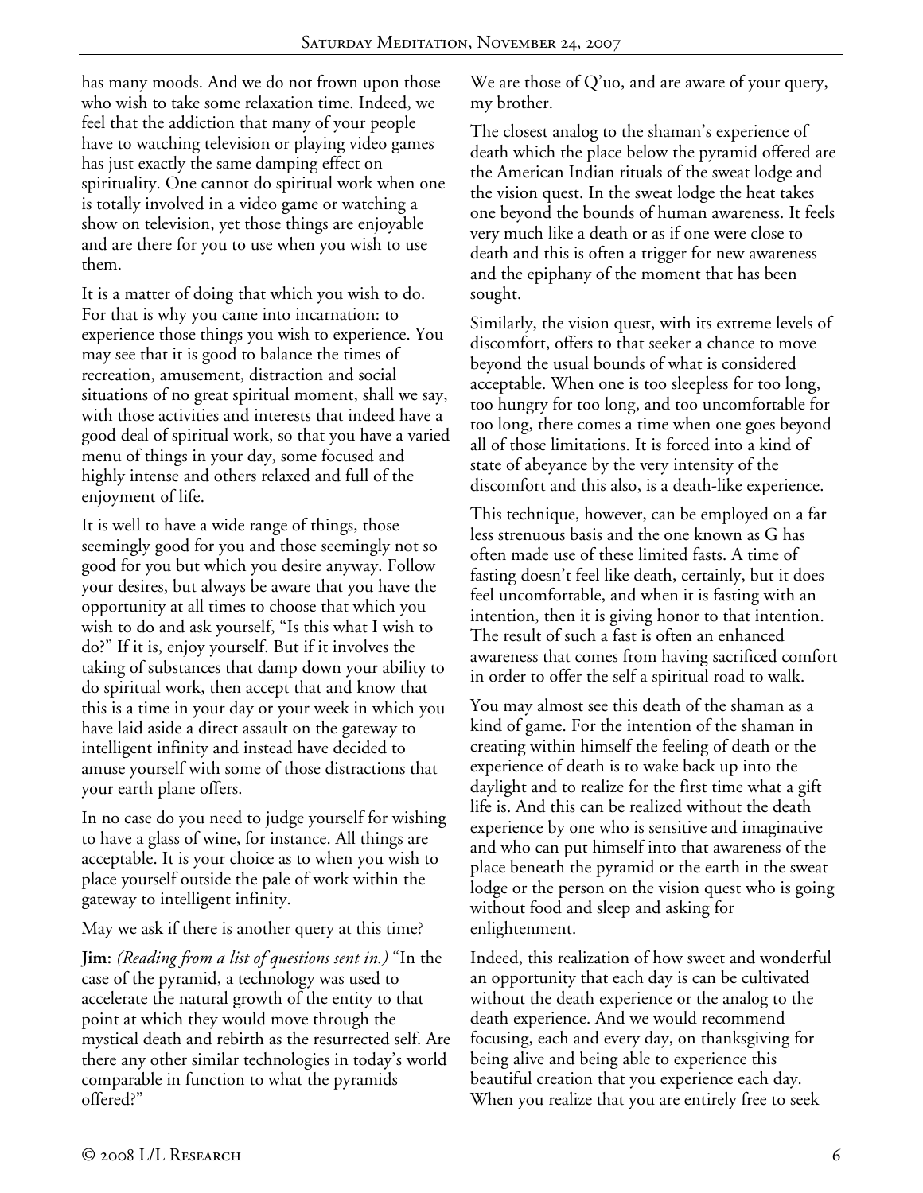has many moods. And we do not frown upon those who wish to take some relaxation time. Indeed, we feel that the addiction that many of your people have to watching television or playing video games has just exactly the same damping effect on spirituality. One cannot do spiritual work when one is totally involved in a video game or watching a show on television, yet those things are enjoyable and are there for you to use when you wish to use them.

It is a matter of doing that which you wish to do. For that is why you came into incarnation: to experience those things you wish to experience. You may see that it is good to balance the times of recreation, amusement, distraction and social situations of no great spiritual moment, shall we say, with those activities and interests that indeed have a good deal of spiritual work, so that you have a varied menu of things in your day, some focused and highly intense and others relaxed and full of the enjoyment of life.

It is well to have a wide range of things, those seemingly good for you and those seemingly not so good for you but which you desire anyway. Follow your desires, but always be aware that you have the opportunity at all times to choose that which you wish to do and ask yourself, "Is this what I wish to do?" If it is, enjoy yourself. But if it involves the taking of substances that damp down your ability to do spiritual work, then accept that and know that this is a time in your day or your week in which you have laid aside a direct assault on the gateway to intelligent infinity and instead have decided to amuse yourself with some of those distractions that your earth plane offers.

In no case do you need to judge yourself for wishing to have a glass of wine, for instance. All things are acceptable. It is your choice as to when you wish to place yourself outside the pale of work within the gateway to intelligent infinity.

May we ask if there is another query at this time?

**Jim:** *(Reading from a list of questions sent in.)* "In the case of the pyramid, a technology was used to accelerate the natural growth of the entity to that point at which they would move through the mystical death and rebirth as the resurrected self. Are there any other similar technologies in today's world comparable in function to what the pyramids offered?"

We are those of Q'uo, and are aware of your query, my brother.

The closest analog to the shaman's experience of death which the place below the pyramid offered are the American Indian rituals of the sweat lodge and the vision quest. In the sweat lodge the heat takes one beyond the bounds of human awareness. It feels very much like a death or as if one were close to death and this is often a trigger for new awareness and the epiphany of the moment that has been sought.

Similarly, the vision quest, with its extreme levels of discomfort, offers to that seeker a chance to move beyond the usual bounds of what is considered acceptable. When one is too sleepless for too long, too hungry for too long, and too uncomfortable for too long, there comes a time when one goes beyond all of those limitations. It is forced into a kind of state of abeyance by the very intensity of the discomfort and this also, is a death-like experience.

This technique, however, can be employed on a far less strenuous basis and the one known as G has often made use of these limited fasts. A time of fasting doesn't feel like death, certainly, but it does feel uncomfortable, and when it is fasting with an intention, then it is giving honor to that intention. The result of such a fast is often an enhanced awareness that comes from having sacrificed comfort in order to offer the self a spiritual road to walk.

You may almost see this death of the shaman as a kind of game. For the intention of the shaman in creating within himself the feeling of death or the experience of death is to wake back up into the daylight and to realize for the first time what a gift life is. And this can be realized without the death experience by one who is sensitive and imaginative and who can put himself into that awareness of the place beneath the pyramid or the earth in the sweat lodge or the person on the vision quest who is going without food and sleep and asking for enlightenment.

Indeed, this realization of how sweet and wonderful an opportunity that each day is can be cultivated without the death experience or the analog to the death experience. And we would recommend focusing, each and every day, on thanksgiving for being alive and being able to experience this beautiful creation that you experience each day. When you realize that you are entirely free to seek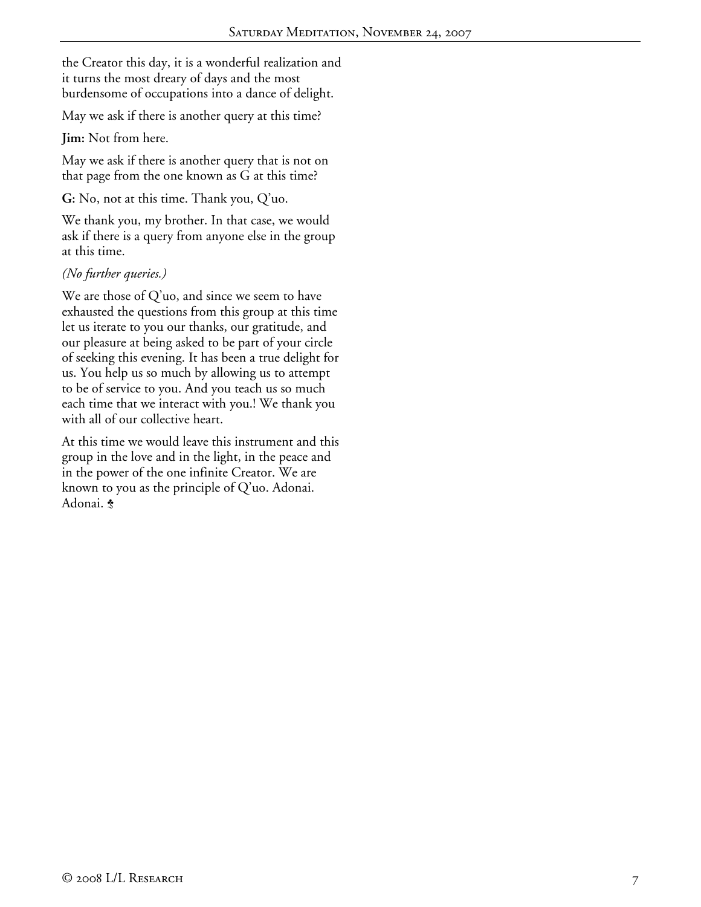the Creator this day, it is a wonderful realization and it turns the most dreary of days and the most burdensome of occupations into a dance of delight.

May we ask if there is another query at this time?

**Jim:** Not from here.

May we ask if there is another query that is not on that page from the one known as G at this time?

**G:** No, not at this time. Thank you, Q'uo.

We thank you, my brother. In that case, we would ask if there is a query from anyone else in the group at this time.

*(No further queries.)*

We are those of Q'uo, and since we seem to have exhausted the questions from this group at this time let us iterate to you our thanks, our gratitude, and our pleasure at being asked to be part of your circle of seeking this evening. It has been a true delight for us. You help us so much by allowing us to attempt to be of service to you. And you teach us so much each time that we interact with you.! We thank you with all of our collective heart.

At this time we would leave this instrument and this group in the love and in the light, in the peace and in the power of the one infinite Creator. We are known to you as the principle of Q'uo. Adonai. Adonai.

© 2008 L/L Research